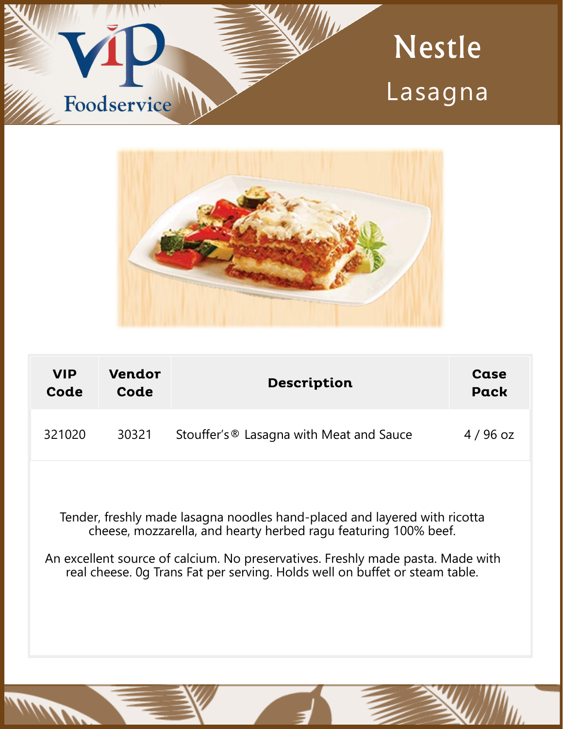VIP Foodservice

# Nestle

## Lasagna

| VIP Code | Vendor Code | Description | Case Pack |
|---|---|---|---|
| 321020 | 30321 | Stouffer's® Lasagna with Meat and Sauce | 4 / 96 oz |

Tender, freshly made lasagna noodles hand-placed and layered with ricotta cheese, mozzarella, and hearty herbed ragu featuring 100% beef.

An excellent source of calcium. No preservatives. Freshly made pasta. Made with real cheese. 0g Trans Fat per serving. Holds well on buffet or steam table.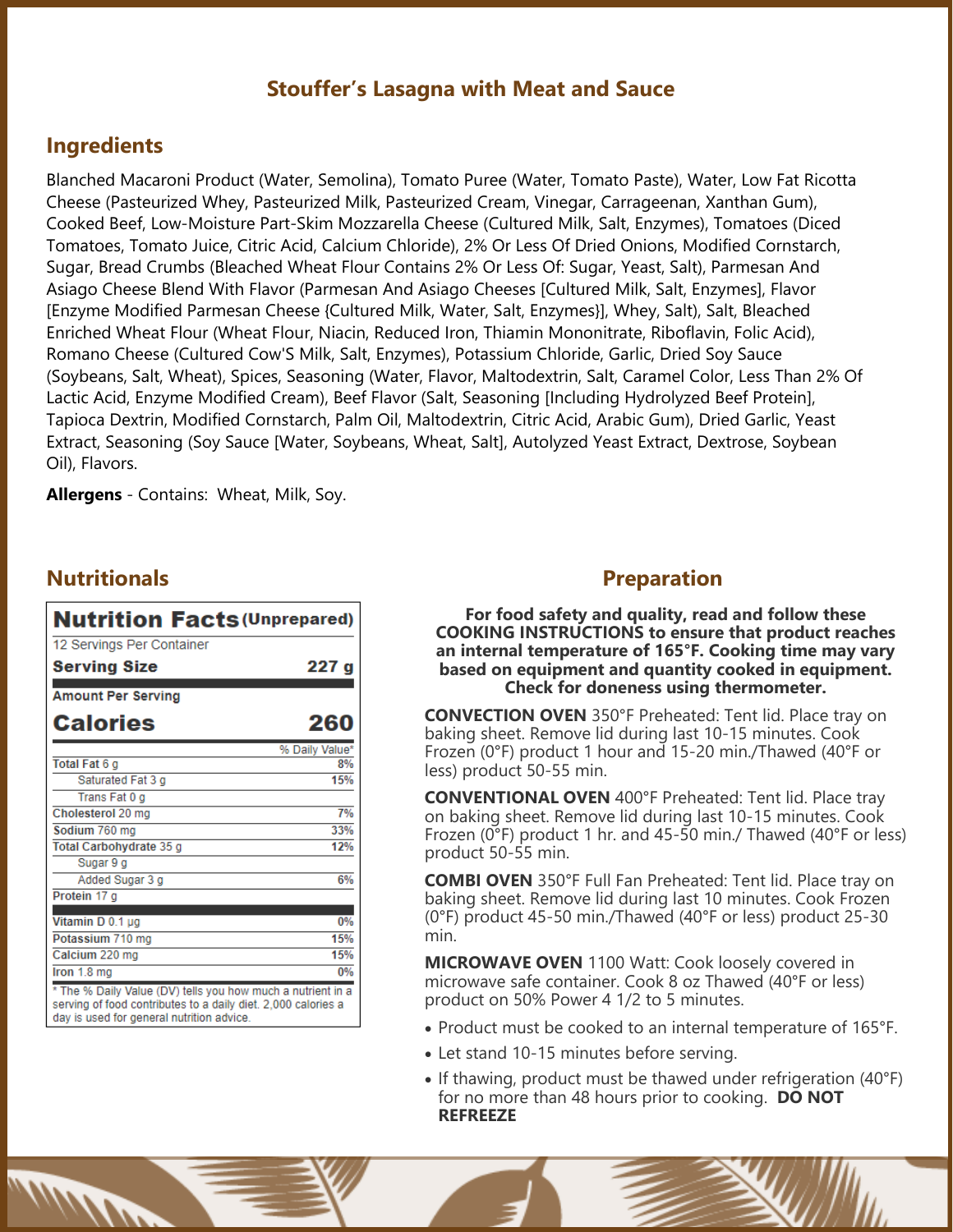# Stouffer's Lasagna with Meat and Sauce

## Ingredients

Blanched Macaroni Product (Water, Semolina), Tomato Puree (Water, Tomato Paste), Water, Low Fat Ricotta Cheese (Pasteurized Whey, Pasteurized Milk, Pasteurized Cream, Vinegar, Carrageenan, Xanthan Gum), Cooked Beef, Low-Moisture Part-Skim Mozzarella Cheese (Cultured Milk, Salt, Enzymes), Tomatoes (Diced Tomatoes, Tomato Juice, Citric Acid, Calcium Chloride), 2% Or Less Of Dried Onions, Modified Cornstarch, Sugar, Bread Crumbs (Bleached Wheat Flour Contains 2% Or Less Of: Sugar, Yeast, Salt), Parmesan And Asiago Cheese Blend With Flavor (Parmesan And Asiago Cheeses [Cultured Milk, Salt, Enzymes], Flavor [Enzyme Modified Parmesan Cheese {Cultured Milk, Water, Salt, Enzymes}], Whey, Salt), Salt, Bleached Enriched Wheat Flour (Wheat Flour, Niacin, Reduced Iron, Thiamin Mononitrate, Riboflavin, Folic Acid), Romano Cheese (Cultured Cow'S Milk, Salt, Enzymes), Potassium Chloride, Garlic, Dried Soy Sauce (Soybeans, Salt, Wheat), Spices, Seasoning (Water, Flavor, Maltodextrin, Salt, Caramel Color, Less Than 2% Of Lactic Acid, Enzyme Modified Cream), Beef Flavor (Salt, Seasoning [Including Hydrolyzed Beef Protein], Tapioca Dextrin, Modified Cornstarch, Palm Oil, Maltodextrin, Citric Acid, Arabic Gum), Dried Garlic, Yeast Extract, Seasoning (Soy Sauce [Water, Soybeans, Wheat, Salt], Autolyzed Yeast Extract, Dextrose, Soybean Oil), Flavors.

**Allergens** - Contains: Wheat, Milk, Soy.

## Nutritionals

**Nutrition Facts** (Unprepared)

12 Servings Per Container

| | |
|---|---|
| **Serving Size** | **227 g** |
| **Amount Per Serving** | |
| **Calories** | **260** |
| | % Daily Value* |
| **Total Fat** 6 g | 8% |
| Saturated Fat 3 g | 15% |
| Trans Fat 0 g | |
| **Cholesterol** 20 mg | 7% |
| **Sodium** 760 mg | 33% |
| **Total Carbohydrate** 35 g | 12% |
| Sugar 9 g | |
| Added Sugar 3 g | 6% |
| **Protein** 17 g | |
| Vitamin D 0.1 µg | 0% |
| Potassium 710 mg | 15% |
| Calcium 220 mg | 15% |
| Iron 1.8 mg | 0% |

* The % Daily Value (DV) tells you how much a nutrient in a serving of food contributes to a daily diet. 2,000 calories a day is used for general nutrition advice.

## Preparation

**For food safety and quality, read and follow these COOKING INSTRUCTIONS to ensure that product reaches an internal temperature of 165°F. Cooking time may vary based on equipment and quantity cooked in equipment. Check for doneness using thermometer.**

**CONVECTION OVEN** 350°F Preheated: Tent lid. Place tray on baking sheet. Remove lid during last 10-15 minutes. Cook Frozen (0°F) product 1 hour and 15-20 min./Thawed (40°F or less) product 50-55 min.

**CONVENTIONAL OVEN** 400°F Preheated: Tent lid. Place tray on baking sheet. Remove lid during last 10-15 minutes. Cook Frozen (0°F) product 1 hr. and 45-50 min./ Thawed (40°F or less) product 50-55 min.

**COMBI OVEN** 350°F Full Fan Preheated: Tent lid. Place tray on baking sheet. Remove lid during last 10 minutes. Cook Frozen (0°F) product 45-50 min./Thawed (40°F or less) product 25-30 min.

**MICROWAVE OVEN** 1100 Watt: Cook loosely covered in microwave safe container. Cook 8 oz Thawed (40°F or less) product on 50% Power 4 1/2 to 5 minutes.

- Product must be cooked to an internal temperature of 165°F.
- Let stand 10-15 minutes before serving.
- If thawing, product must be thawed under refrigeration (40°F) for no more than 48 hours prior to cooking. **DO NOT REFREEZE**